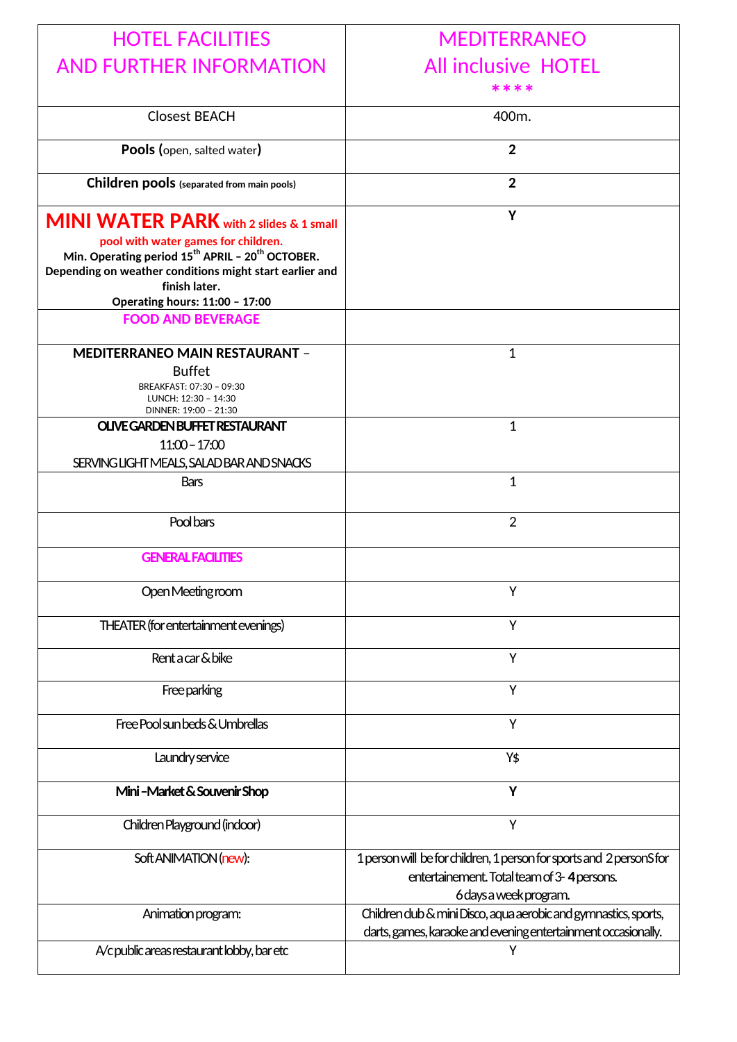| HOTEL FACILITIES AND FURTHER INFORMATION | MEDITERRANEO All inclusive HOTEL **** |
|---|---|
| Closest BEACH | 400m. |
| **Pools** (open, salted water) | **2** |
| **Children pools** (**separated from main pools**) | **2** |
| **MINI WATER PARK with 2 slides & 1 small pool with water games for children.** **Min. Operating period 15th APRIL – 20th OCTOBER. Depending on weather conditions might start earlier and finish later. Operating hours: 11:00 – 17:00** | **Y** |
| FOOD AND BEVERAGE | |
| **MEDITERRANEO MAIN RESTAURANT** – Buffet<br>BREAKFAST: 07:30 – 09:30<br>LUNCH: 12:30 – 14:30<br>DINNER: 19:00 – 21:30 | 1 |
| **OLIVE GARDEN BUFFET RESTAURANT**<br>11:00 – 17:00<br>SERVING LIGHT MEALS, SALAD BAR AND SNACKS | 1 |
| Bars | 1 |
| Pool bars | 2 |
| GENERAL FACILITIES | |
| Open Meeting room | Y |
| THEATER (for entertainment evenings) | Y |
| Rent a car & bike | Y |
| Free parking | Y |
| Free Pool sun beds & Umbrellas | Y |
| Laundry service | Y$ |
| **Mini –Market & Souvenir Shop** | **Y** |
| Children Playground (indoor) | Y |
| Soft ANIMATION (new): | 1 person will be for children, 1 person for sports and 2 personS for entertainement. Total team of 3- **4** persons.<br>6 days a week program. |
| Animation program: | Children club & mini Disco, aqua aerobic and gymnastics, sports, darts, games, karaoke and evening entertainment occasionally. |
| A/c public areas restaurant lobby, bar etc | Y |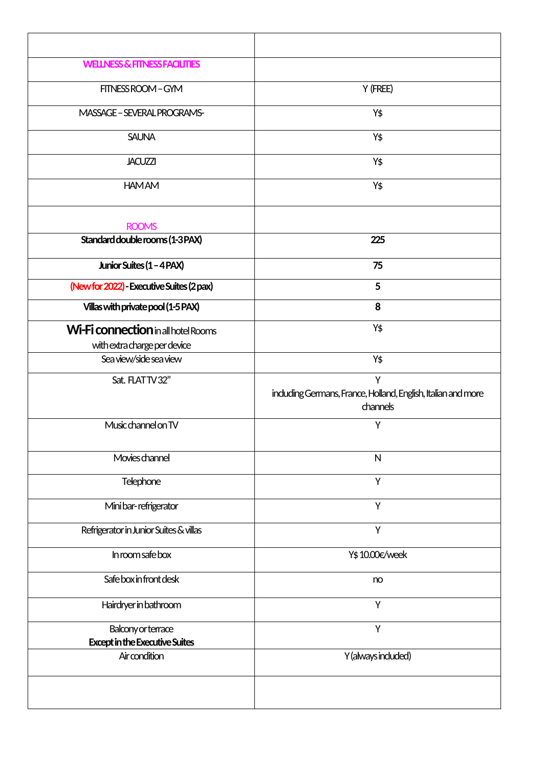| | |
|---|---|
| WELLNESS & FITNESS FACILITIES | |
| FITNESS ROOM – GYM | Y (FREE) |
| MASSAGE – SEVERAL PROGRAMS- | Y$ |
| SAUNA | Y$ |
| JACUZZI | Y$ |
| HAMAM | Y$ |
| ROOMS | |
| **Standard double rooms (1-3 PAX)** | **225** |
| **Junior Suites (1 – 4 PAX)** | **75** |
| (New for 2022) - **Executive Suites (2 pax)** | **5** |
| **Villas with private pool (1-5 PAX)** | **8** |
| **Wi-Fi connection** in all hotel Rooms with extra charge per device | Y$ |
| Sea view/side sea view | Y$ |
| Sat. FLAT TV 32" | Y including Germans, France, Holland, English, Italian and more channels |
| Music channel on TV | Y |
| Movies channel | N |
| Telephone | Y |
| Mini bar- refrigerator | Y |
| Refrigerator in Junior Suites & villas | Y |
| In room safe box | Y$ 10.00€/week |
| Safe box in front desk | no |
| Hairdryer in bathroom | Y |
| Balcony or terrace **Except in the Executive Suites** | Y |
| Air condition | Y (always included) |
| | |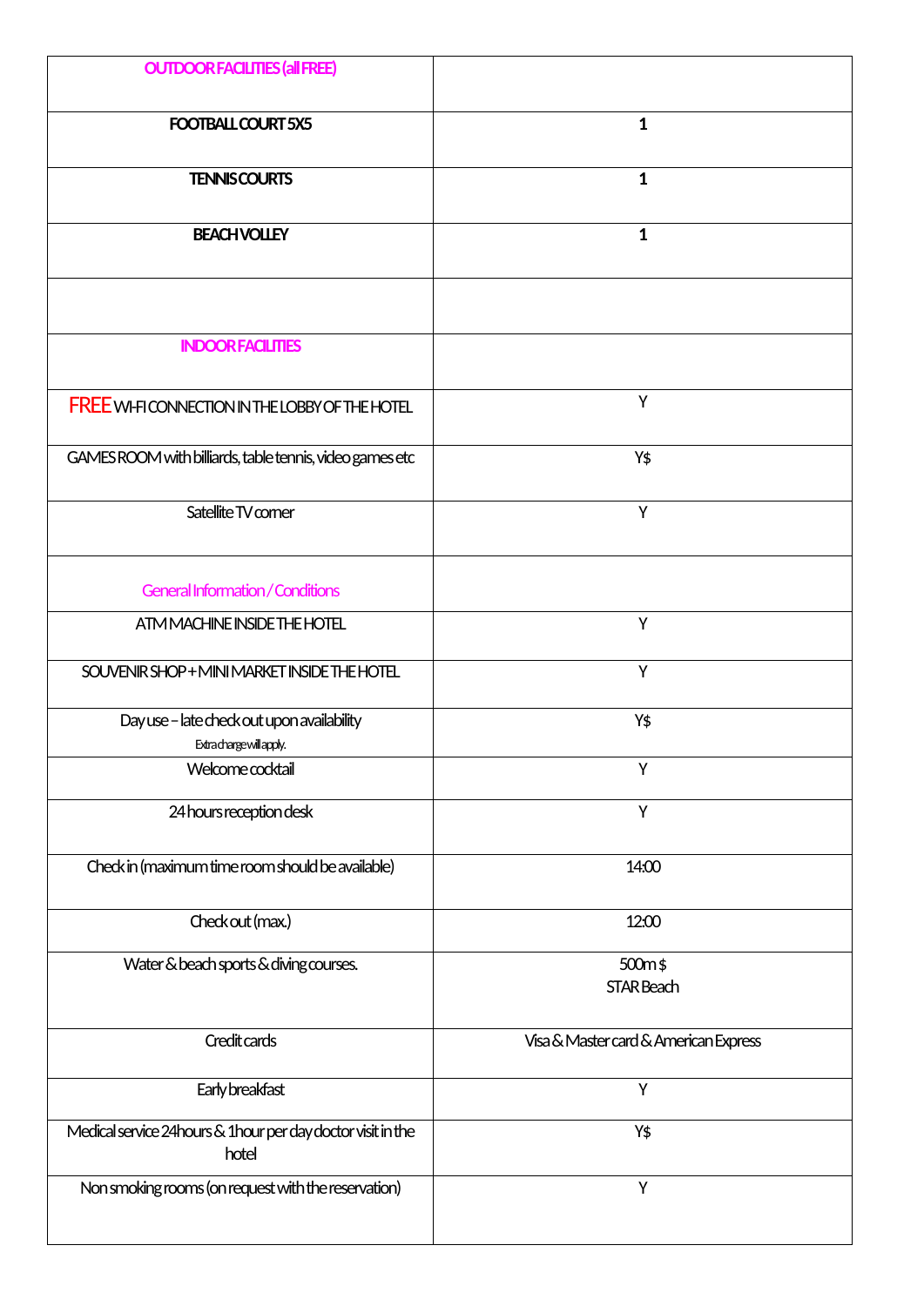| OUTDOOR FACILITIES (all FREE) | |
|---|---|
| **FOOTBALL COURT 5X5** | **1** |
| **TENNIS COURTS** | **1** |
| **BEACH VOLLEY** | **1** |
| | |
| INDOOR FACILITIES | |
| FREE WI-FI CONNECTION IN THE LOBBY OF THE HOTEL | Y |
| GAMES ROOM with billiards, table tennis, video games etc | Y$ |
| Satellite TV corner | Y |
| General Information / Conditions | |
| ATM MACHINE INSIDE THE HOTEL | Y |
| SOUVENIR SHOP + MINI MARKET INSIDE THE HOTEL | Y |
| Day use – late check out upon availability<br>Extra charge will apply. | Y$ |
| Welcome cocktail | Y |
| 24 hours reception desk | Y |
| Check in (maximum time room should be available) | 14:00 |
| Check out (max.) | 12:00 |
| Water & beach sports & diving courses. | 500m $<br>STAR Beach |
| Credit cards | Visa & Master card & American Express |
| Early breakfast | Y |
| Medical service 24hours & 1hour per day doctor visit in the hotel | Y$ |
| Non smoking rooms (on request with the reservation) | Y |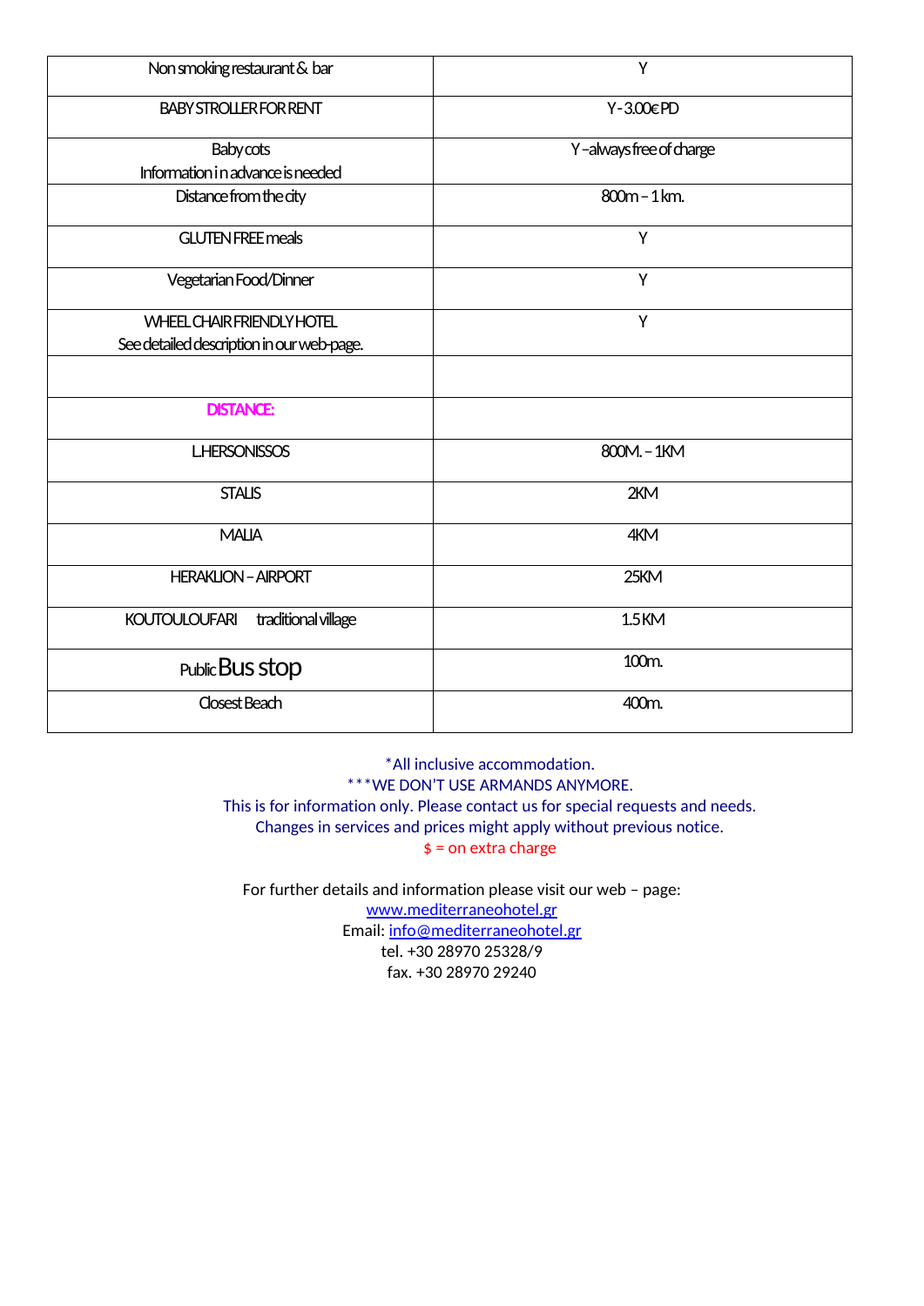| | |
|---|---|
| Non smoking restaurant & bar | Y |
| BABY STROLLER FOR RENT | Y - 3.00€ PD |
| Baby cots<br>Information in advance is needed | Y – always free of charge |
| Distance from the city | 800m – 1 km. |
| GLUTEN FREE meals | Y |
| Vegetarian Food/Dinner | Y |
| WHEEL CHAIR FRIENDLY HOTEL<br>See detailed description in our web-page. | Y |
| | |
| DISTANCE: | |
| L.HERSONISSOS | 800M. – 1KM |
| STALIS | 2KM |
| MALIA | 4KM |
| HERAKLION – AIRPORT | 25KM |
| KOUTOULOUFARI traditional village | 1.5 KM |
| Public Bus stop | 100m. |
| Closest Beach | 400m. |

*All inclusive accommodation.

***WE DON'T USE ARMANDS ANYMORE.

This is for information only. Please contact us for special requests and needs.

Changes in services and prices might apply without previous notice.

$ = on extra charge

For further details and information please visit our web – page:

www.mediterraneohotel.gr

Email: info@mediterraneohotel.gr

tel. +30 28970 25328/9

fax. +30 28970 29240